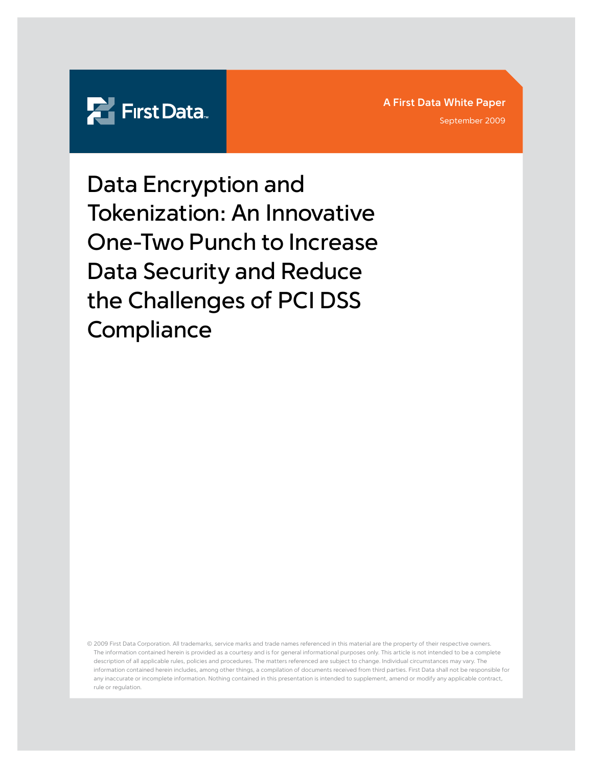First Data

**A First Data White Paper**

September 2009

# Data Encryption and Tokenization: An Innovative One-Two Punch to Increase Data Security and Reduce the Challenges of PCI DSS Compliance

© 2009 First Data Corporation. All trademarks, service marks and trade names referenced in this material are the property of their respective owners. The information contained herein is provided as a courtesy and is for general informational purposes only. This article is not intended to be a complete description of all applicable rules, policies and procedures. The matters referenced are subject to change. Individual circumstances may vary. The information contained herein includes, among other things, a compilation of documents received from third parties. First Data shall not be responsible for any inaccurate or incomplete information. Nothing contained in this presentation is intended to supplement, amend or modify any applicable contract, rule or regulation.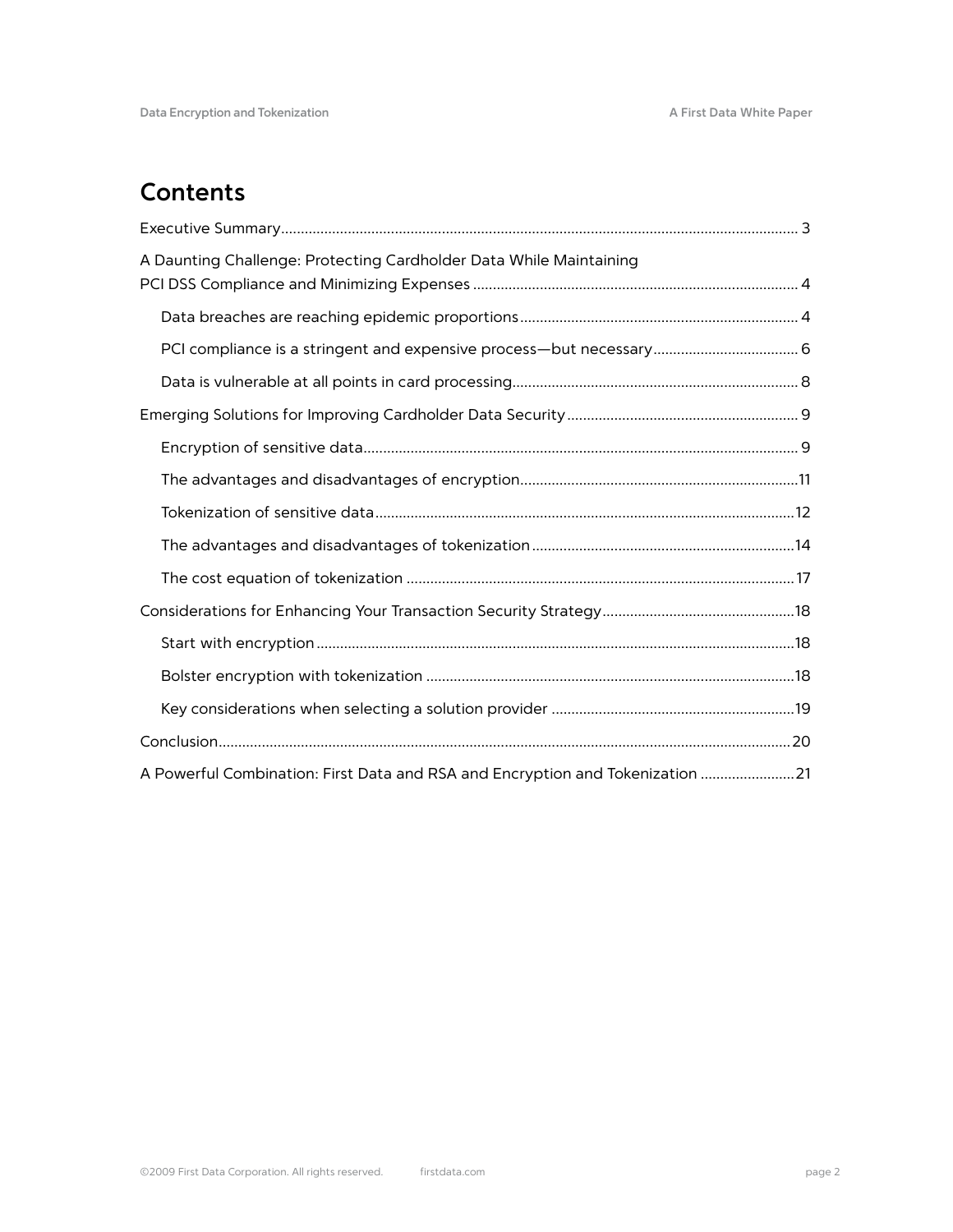# Contents

Executive Summary .... 3

A Daunting Challenge: Protecting Cardholder Data While Maintaining PCI DSS Compliance and Minimizing Expenses .... 4

- Data breaches are reaching epidemic proportions .... 4
- PCI compliance is a stringent and expensive process—but necessary .... 6
- Data is vulnerable at all points in card processing .... 8

Emerging Solutions for Improving Cardholder Data Security .... 9

- Encryption of sensitive data .... 9
- The advantages and disadvantages of encryption .... 11
- Tokenization of sensitive data .... 12
- The advantages and disadvantages of tokenization .... 14
- The cost equation of tokenization .... 17

Considerations for Enhancing Your Transaction Security Strategy .... 18

- Start with encryption .... 18
- Bolster encryption with tokenization .... 18
- Key considerations when selecting a solution provider .... 19

Conclusion .... 20

A Powerful Combination: First Data and RSA and Encryption and Tokenization .... 21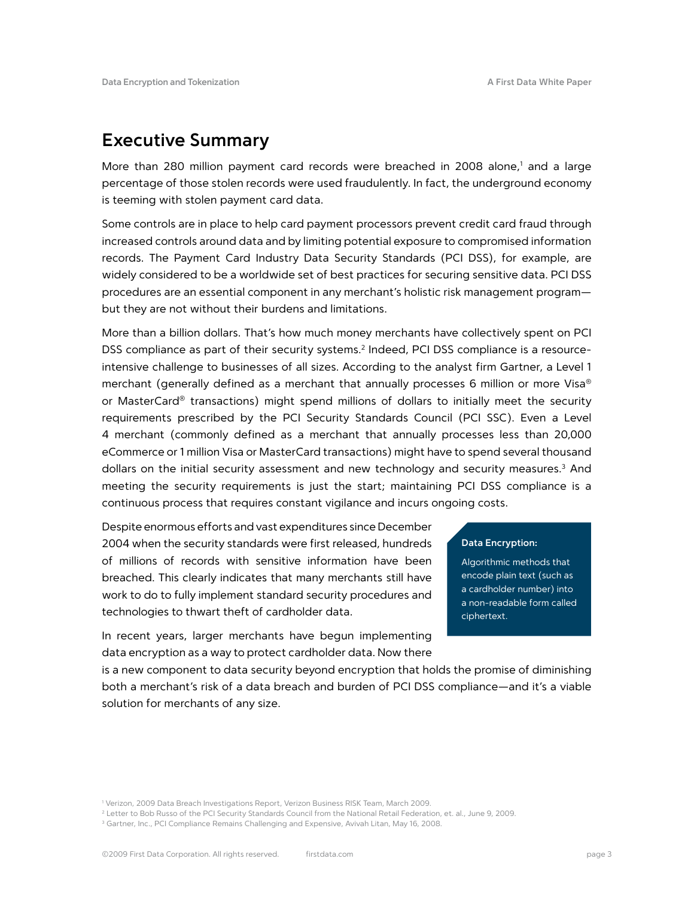# Executive Summary

More than 280 million payment card records were breached in 2008 alone,[1] and a large percentage of those stolen records were used fraudulently. In fact, the underground economy is teeming with stolen payment card data.

Some controls are in place to help card payment processors prevent credit card fraud through increased controls around data and by limiting potential exposure to compromised information records. The Payment Card Industry Data Security Standards (PCI DSS), for example, are widely considered to be a worldwide set of best practices for securing sensitive data. PCI DSS procedures are an essential component in any merchant's holistic risk management program—but they are not without their burdens and limitations.

More than a billion dollars. That's how much money merchants have collectively spent on PCI DSS compliance as part of their security systems.[2] Indeed, PCI DSS compliance is a resource-intensive challenge to businesses of all sizes. According to the analyst firm Gartner, a Level 1 merchant (generally defined as a merchant that annually processes 6 million or more Visa® or MasterCard® transactions) might spend millions of dollars to initially meet the security requirements prescribed by the PCI Security Standards Council (PCI SSC). Even a Level 4 merchant (commonly defined as a merchant that annually processes less than 20,000 eCommerce or 1 million Visa or MasterCard transactions) might have to spend several thousand dollars on the initial security assessment and new technology and security measures.[3] And meeting the security requirements is just the start; maintaining PCI DSS compliance is a continuous process that requires constant vigilance and incurs ongoing costs.

Despite enormous efforts and vast expenditures since December 2004 when the security standards were first released, hundreds of millions of records with sensitive information have been breached. This clearly indicates that many merchants still have work to do to fully implement standard security procedures and technologies to thwart theft of cardholder data.

In recent years, larger merchants have begun implementing data encryption as a way to protect cardholder data. Now there is a new component to data security beyond encryption that holds the promise of diminishing both a merchant's risk of a data breach and burden of PCI DSS compliance—and it's a viable solution for merchants of any size.

> **Data Encryption:**
>
> Algorithmic methods that encode plain text (such as a cardholder number) into a non-readable form called ciphertext.

[1] Verizon, 2009 Data Breach Investigations Report, Verizon Business RISK Team, March 2009.
[2] Letter to Bob Russo of the PCI Security Standards Council from the National Retail Federation, et. al., June 9, 2009.
[3] Gartner, Inc., PCI Compliance Remains Challenging and Expensive, Avivah Litan, May 16, 2008.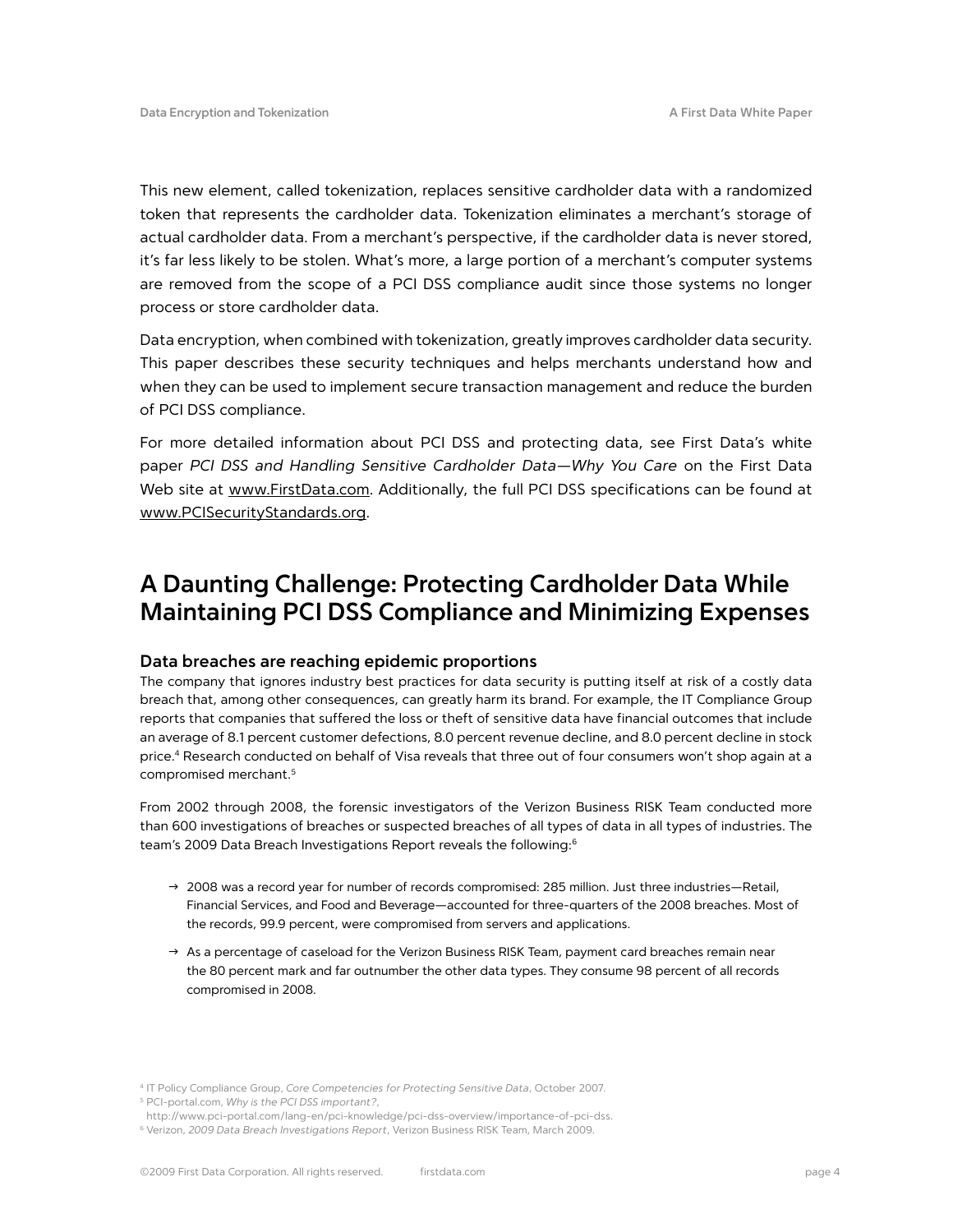This new element, called tokenization, replaces sensitive cardholder data with a randomized token that represents the cardholder data. Tokenization eliminates a merchant's storage of actual cardholder data. From a merchant's perspective, if the cardholder data is never stored, it's far less likely to be stolen. What's more, a large portion of a merchant's computer systems are removed from the scope of a PCI DSS compliance audit since those systems no longer process or store cardholder data.

Data encryption, when combined with tokenization, greatly improves cardholder data security. This paper describes these security techniques and helps merchants understand how and when they can be used to implement secure transaction management and reduce the burden of PCI DSS compliance.

For more detailed information about PCI DSS and protecting data, see First Data's white paper *PCI DSS and Handling Sensitive Cardholder Data—Why You Care* on the First Data Web site at www.FirstData.com. Additionally, the full PCI DSS specifications can be found at www.PCISecurityStandards.org.

## A Daunting Challenge: Protecting Cardholder Data While Maintaining PCI DSS Compliance and Minimizing Expenses

### Data breaches are reaching epidemic proportions

The company that ignores industry best practices for data security is putting itself at risk of a costly data breach that, among other consequences, can greatly harm its brand. For example, the IT Compliance Group reports that companies that suffered the loss or theft of sensitive data have financial outcomes that include an average of 8.1 percent customer defections, 8.0 percent revenue decline, and 8.0 percent decline in stock price.[4] Research conducted on behalf of Visa reveals that three out of four consumers won't shop again at a compromised merchant.[5]

From 2002 through 2008, the forensic investigators of the Verizon Business RISK Team conducted more than 600 investigations of breaches or suspected breaches of all types of data in all types of industries. The team's 2009 Data Breach Investigations Report reveals the following:[6]

- 2008 was a record year for number of records compromised: 285 million. Just three industries—Retail, Financial Services, and Food and Beverage—accounted for three-quarters of the 2008 breaches. Most of the records, 99.9 percent, were compromised from servers and applications.
- As a percentage of caseload for the Verizon Business RISK Team, payment card breaches remain near the 80 percent mark and far outnumber the other data types. They consume 98 percent of all records compromised in 2008.

[4] IT Policy Compliance Group, *Core Competencies for Protecting Sensitive Data*, October 2007.
[5] PCI-portal.com, *Why is the PCI DSS important?*, http://www.pci-portal.com/lang-en/pci-knowledge/pci-dss-overview/importance-of-pci-dss.
[6] Verizon, *2009 Data Breach Investigations Report*, Verizon Business RISK Team, March 2009.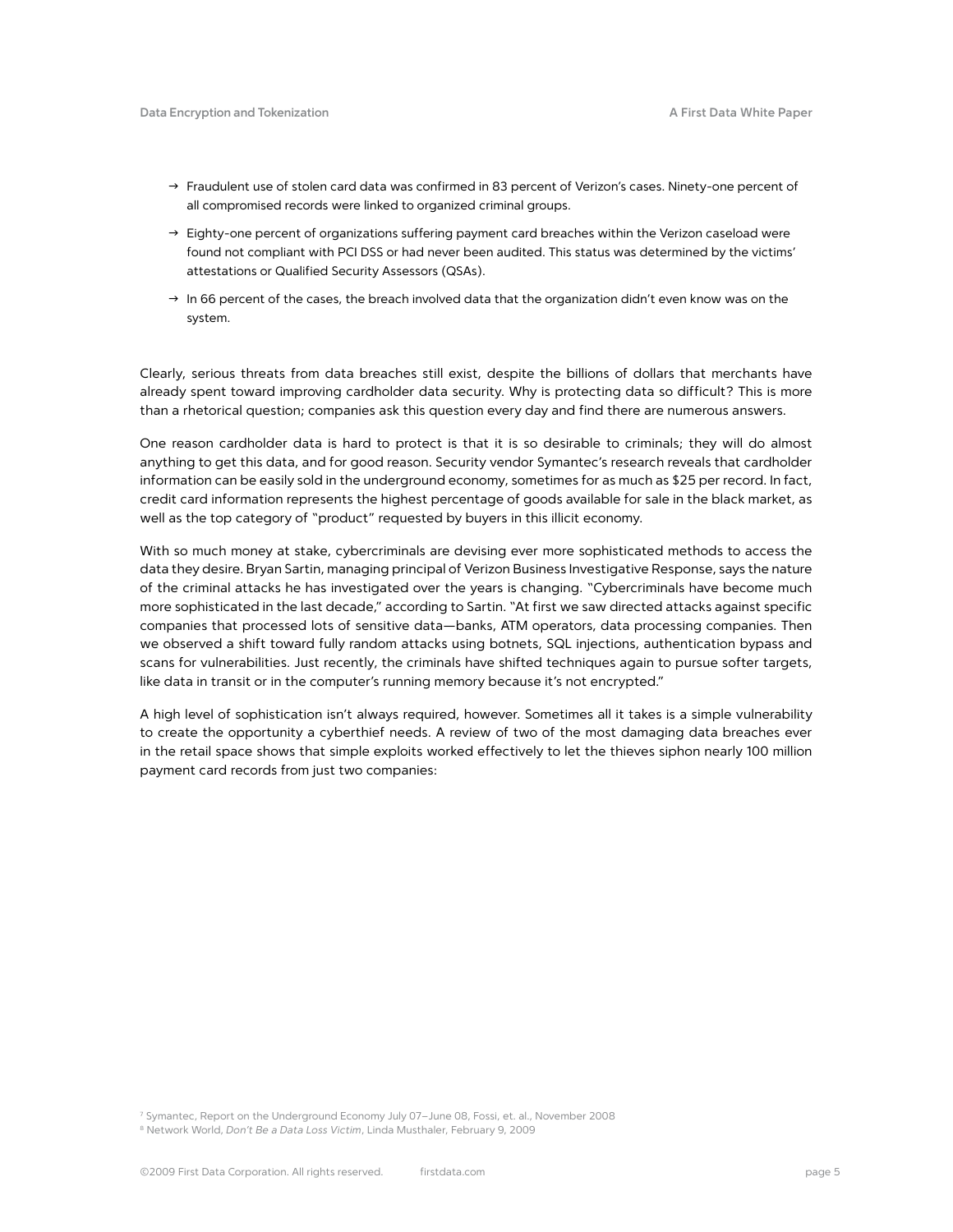- Fraudulent use of stolen card data was confirmed in 83 percent of Verizon's cases. Ninety-one percent of all compromised records were linked to organized criminal groups.
- Eighty-one percent of organizations suffering payment card breaches within the Verizon caseload were found not compliant with PCI DSS or had never been audited. This status was determined by the victims' attestations or Qualified Security Assessors (QSAs).
- In 66 percent of the cases, the breach involved data that the organization didn't even know was on the system.

Clearly, serious threats from data breaches still exist, despite the billions of dollars that merchants have already spent toward improving cardholder data security. Why is protecting data so difficult? This is more than a rhetorical question; companies ask this question every day and find there are numerous answers.

One reason cardholder data is hard to protect is that it is so desirable to criminals; they will do almost anything to get this data, and for good reason. Security vendor Symantec's research reveals that cardholder information can be easily sold in the underground economy, sometimes for as much as $25 per record. In fact, credit card information represents the highest percentage of goods available for sale in the black market, as well as the top category of "product" requested by buyers in this illicit economy.

With so much money at stake, cybercriminals are devising ever more sophisticated methods to access the data they desire. Bryan Sartin, managing principal of Verizon Business Investigative Response, says the nature of the criminal attacks he has investigated over the years is changing. "Cybercriminals have become much more sophisticated in the last decade," according to Sartin. "At first we saw directed attacks against specific companies that processed lots of sensitive data—banks, ATM operators, data processing companies. Then we observed a shift toward fully random attacks using botnets, SQL injections, authentication bypass and scans for vulnerabilities. Just recently, the criminals have shifted techniques again to pursue softer targets, like data in transit or in the computer's running memory because it's not encrypted."

A high level of sophistication isn't always required, however. Sometimes all it takes is a simple vulnerability to create the opportunity a cyberthief needs. A review of two of the most damaging data breaches ever in the retail space shows that simple exploits worked effectively to let the thieves siphon nearly 100 million payment card records from just two companies:

[7] Symantec, Report on the Underground Economy July 07–June 08, Fossi, et. al., November 2008

[8] Network World, *Don't Be a Data Loss Victim*, Linda Musthaler, February 9, 2009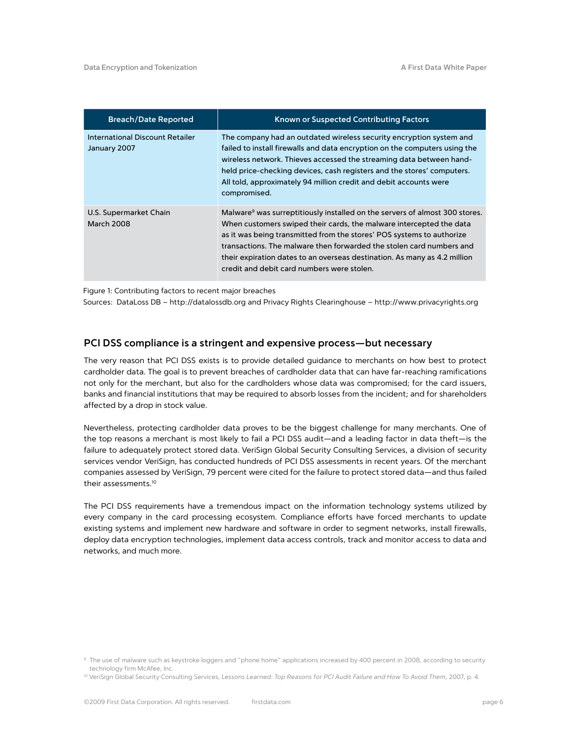| Breach/Date Reported | Known or Suspected Contributing Factors |
|---|---|
| International Discount Retailer January 2007 | The company had an outdated wireless security encryption system and failed to install firewalls and data encryption on the computers using the wireless network. Thieves accessed the streaming data between hand-held price-checking devices, cash registers and the stores' computers. All told, approximately 94 million credit and debit accounts were compromised. |
| U.S. Supermarket Chain March 2008 | Malware[9] was surreptitiously installed on the servers of almost 300 stores. When customers swiped their cards, the malware intercepted the data as it was being transmitted from the stores' POS systems to authorize transactions. The malware then forwarded the stolen card numbers and their expiration dates to an overseas destination. As many as 4.2 million credit and debit card numbers were stolen. |

Figure 1: Contributing factors to recent major breaches
Sources: DataLoss DB – http://datalossdb.org and Privacy Rights Clearinghouse – http://www.privacyrights.org

## PCI DSS compliance is a stringent and expensive process—but necessary

The very reason that PCI DSS exists is to provide detailed guidance to merchants on how best to protect cardholder data. The goal is to prevent breaches of cardholder data that can have far-reaching ramifications not only for the merchant, but also for the cardholders whose data was compromised; for the card issuers, banks and financial institutions that may be required to absorb losses from the incident; and for shareholders affected by a drop in stock value.

Nevertheless, protecting cardholder data proves to be the biggest challenge for many merchants. One of the top reasons a merchant is most likely to fail a PCI DSS audit—and a leading factor in data theft—is the failure to adequately protect stored data. VeriSign Global Security Consulting Services, a division of security services vendor VeriSign, has conducted hundreds of PCI DSS assessments in recent years. Of the merchant companies assessed by VeriSign, 79 percent were cited for the failure to protect stored data—and thus failed their assessments.[10]

The PCI DSS requirements have a tremendous impact on the information technology systems utilized by every company in the card processing ecosystem. Compliance efforts have forced merchants to update existing systems and implement new hardware and software in order to segment networks, install firewalls, deploy data encryption technologies, implement data access controls, track and monitor access to data and networks, and much more.

[9] The use of malware such as keystroke loggers and "phone home" applications increased by 400 percent in 2008, according to security technology firm McAfee, Inc.

[10] VeriSign Global Security Consulting Services, *Lessons Learned: Top Reasons for PCI Audit Failure and How To Avoid Them*, 2007, p. 4.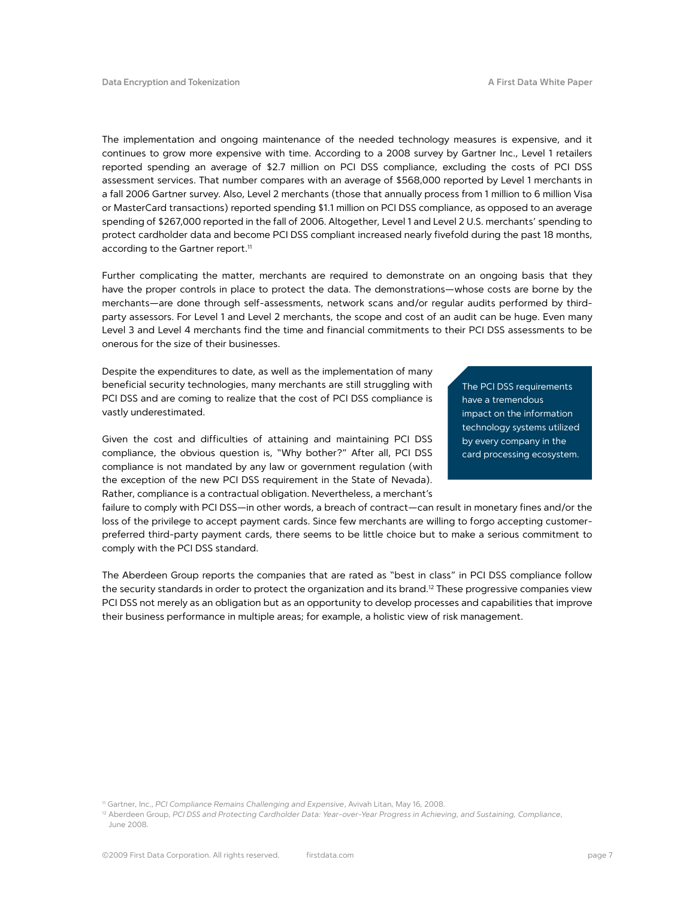The implementation and ongoing maintenance of the needed technology measures is expensive, and it continues to grow more expensive with time. According to a 2008 survey by Gartner Inc., Level 1 retailers reported spending an average of $2.7 million on PCI DSS compliance, excluding the costs of PCI DSS assessment services. That number compares with an average of $568,000 reported by Level 1 merchants in a fall 2006 Gartner survey. Also, Level 2 merchants (those that annually process from 1 million to 6 million Visa or MasterCard transactions) reported spending $1.1 million on PCI DSS compliance, as opposed to an average spending of $267,000 reported in the fall of 2006. Altogether, Level 1 and Level 2 U.S. merchants' spending to protect cardholder data and become PCI DSS compliant increased nearly fivefold during the past 18 months, according to the Gartner report.[11]

Further complicating the matter, merchants are required to demonstrate on an ongoing basis that they have the proper controls in place to protect the data. The demonstrations—whose costs are borne by the merchants—are done through self-assessments, network scans and/or regular audits performed by third-party assessors. For Level 1 and Level 2 merchants, the scope and cost of an audit can be huge. Even many Level 3 and Level 4 merchants find the time and financial commitments to their PCI DSS assessments to be onerous for the size of their businesses.

Despite the expenditures to date, as well as the implementation of many beneficial security technologies, many merchants are still struggling with PCI DSS and are coming to realize that the cost of PCI DSS compliance is vastly underestimated.

> The PCI DSS requirements have a tremendous impact on the information technology systems utilized by every company in the card processing ecosystem.

Given the cost and difficulties of attaining and maintaining PCI DSS compliance, the obvious question is, "Why bother?" After all, PCI DSS compliance is not mandated by any law or government regulation (with the exception of the new PCI DSS requirement in the State of Nevada). Rather, compliance is a contractual obligation. Nevertheless, a merchant's failure to comply with PCI DSS—in other words, a breach of contract—can result in monetary fines and/or the loss of the privilege to accept payment cards. Since few merchants are willing to forgo accepting customer-preferred third-party payment cards, there seems to be little choice but to make a serious commitment to comply with the PCI DSS standard.

The Aberdeen Group reports the companies that are rated as "best in class" in PCI DSS compliance follow the security standards in order to protect the organization and its brand.[12] These progressive companies view PCI DSS not merely as an obligation but as an opportunity to develop processes and capabilities that improve their business performance in multiple areas; for example, a holistic view of risk management.

---

[11] Gartner, Inc., *PCI Compliance Remains Challenging and Expensive*, Avivah Litan, May 16, 2008.

[12] Aberdeen Group, *PCI DSS and Protecting Cardholder Data: Year-over-Year Progress in Achieving, and Sustaining, Compliance*, June 2008.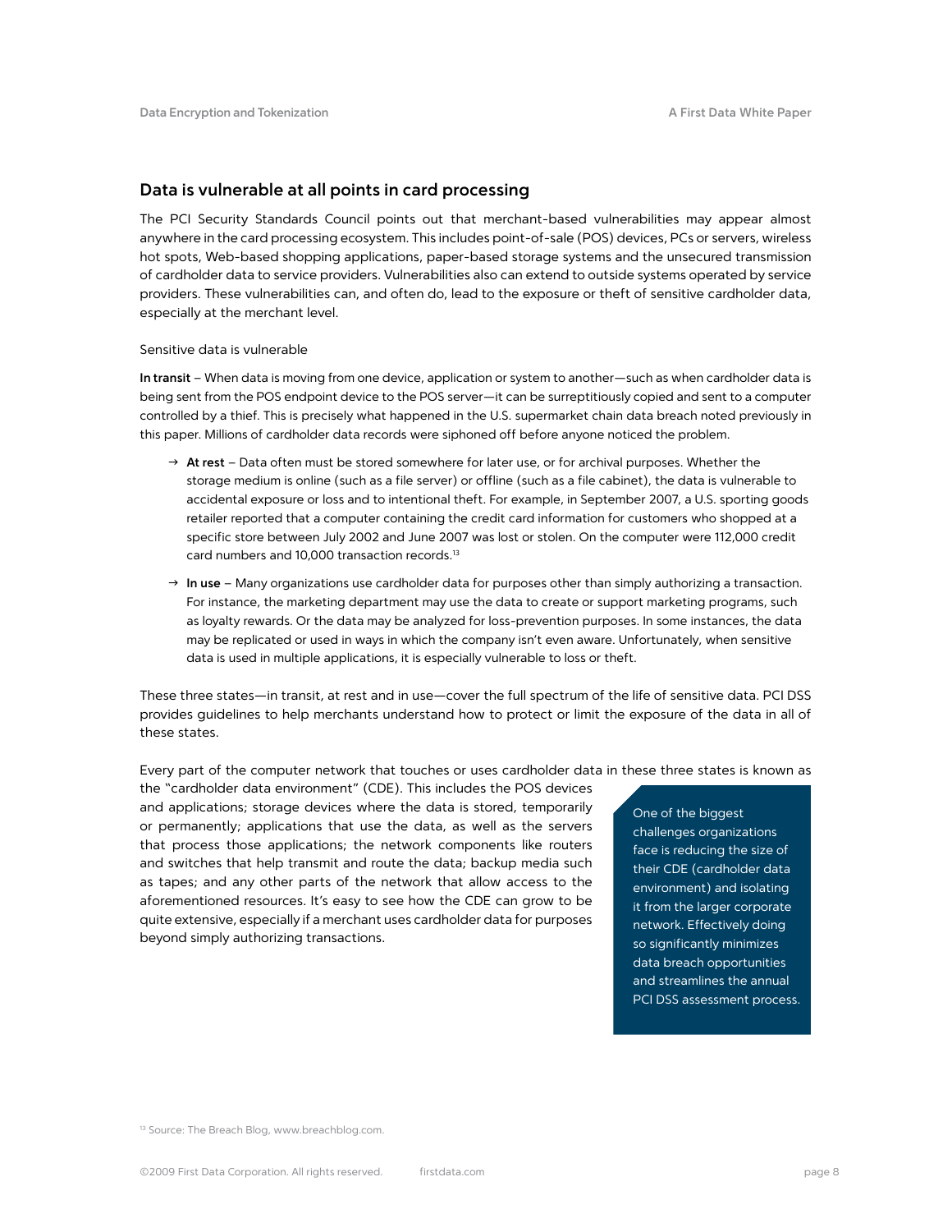## Data is vulnerable at all points in card processing

The PCI Security Standards Council points out that merchant-based vulnerabilities may appear almost anywhere in the card processing ecosystem. This includes point-of-sale (POS) devices, PCs or servers, wireless hot spots, Web-based shopping applications, paper-based storage systems and the unsecured transmission of cardholder data to service providers. Vulnerabilities also can extend to outside systems operated by service providers. These vulnerabilities can, and often do, lead to the exposure or theft of sensitive cardholder data, especially at the merchant level.

Sensitive data is vulnerable

**In transit** – When data is moving from one device, application or system to another—such as when cardholder data is being sent from the POS endpoint device to the POS server—it can be surreptitiously copied and sent to a computer controlled by a thief. This is precisely what happened in the U.S. supermarket chain data breach noted previously in this paper. Millions of cardholder data records were siphoned off before anyone noticed the problem.

- **At rest** – Data often must be stored somewhere for later use, or for archival purposes. Whether the storage medium is online (such as a file server) or offline (such as a file cabinet), the data is vulnerable to accidental exposure or loss and to intentional theft. For example, in September 2007, a U.S. sporting goods retailer reported that a computer containing the credit card information for customers who shopped at a specific store between July 2002 and June 2007 was lost or stolen. On the computer were 112,000 credit card numbers and 10,000 transaction records.[13]
- **In use** – Many organizations use cardholder data for purposes other than simply authorizing a transaction. For instance, the marketing department may use the data to create or support marketing programs, such as loyalty rewards. Or the data may be analyzed for loss-prevention purposes. In some instances, the data may be replicated or used in ways in which the company isn't even aware. Unfortunately, when sensitive data is used in multiple applications, it is especially vulnerable to loss or theft.

These three states—in transit, at rest and in use—cover the full spectrum of the life of sensitive data. PCI DSS provides guidelines to help merchants understand how to protect or limit the exposure of the data in all of these states.

Every part of the computer network that touches or uses cardholder data in these three states is known as the "cardholder data environment" (CDE). This includes the POS devices and applications; storage devices where the data is stored, temporarily or permanently; applications that use the data, as well as the servers that process those applications; the network components like routers and switches that help transmit and route the data; backup media such as tapes; and any other parts of the network that allow access to the aforementioned resources. It's easy to see how the CDE can grow to be quite extensive, especially if a merchant uses cardholder data for purposes beyond simply authorizing transactions.

> One of the biggest challenges organizations face is reducing the size of their CDE (cardholder data environment) and isolating it from the larger corporate network. Effectively doing so significantly minimizes data breach opportunities and streamlines the annual PCI DSS assessment process.

[13] Source: The Breach Blog, www.breachblog.com.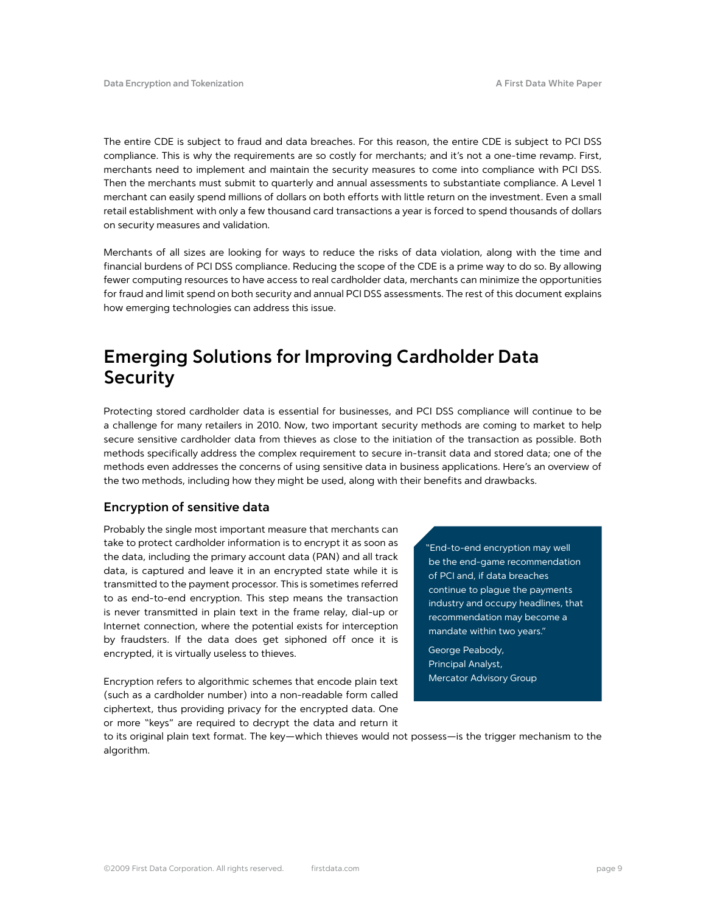The entire CDE is subject to fraud and data breaches. For this reason, the entire CDE is subject to PCI DSS compliance. This is why the requirements are so costly for merchants; and it's not a one-time revamp. First, merchants need to implement and maintain the security measures to come into compliance with PCI DSS. Then the merchants must submit to quarterly and annual assessments to substantiate compliance. A Level 1 merchant can easily spend millions of dollars on both efforts with little return on the investment. Even a small retail establishment with only a few thousand card transactions a year is forced to spend thousands of dollars on security measures and validation.

Merchants of all sizes are looking for ways to reduce the risks of data violation, along with the time and financial burdens of PCI DSS compliance. Reducing the scope of the CDE is a prime way to do so. By allowing fewer computing resources to have access to real cardholder data, merchants can minimize the opportunities for fraud and limit spend on both security and annual PCI DSS assessments. The rest of this document explains how emerging technologies can address this issue.

## Emerging Solutions for Improving Cardholder Data Security

Protecting stored cardholder data is essential for businesses, and PCI DSS compliance will continue to be a challenge for many retailers in 2010. Now, two important security methods are coming to market to help secure sensitive cardholder data from thieves as close to the initiation of the transaction as possible. Both methods specifically address the complex requirement to secure in-transit data and stored data; one of the methods even addresses the concerns of using sensitive data in business applications. Here's an overview of the two methods, including how they might be used, along with their benefits and drawbacks.

### Encryption of sensitive data

Probably the single most important measure that merchants can take to protect cardholder information is to encrypt it as soon as the data, including the primary account data (PAN) and all track data, is captured and leave it in an encrypted state while it is transmitted to the payment processor. This is sometimes referred to as end-to-end encryption. This step means the transaction is never transmitted in plain text in the frame relay, dial-up or Internet connection, where the potential exists for interception by fraudsters. If the data does get siphoned off once it is encrypted, it is virtually useless to thieves.

> "End-to-end encryption may well be the end-game recommendation of PCI and, if data breaches continue to plague the payments industry and occupy headlines, that recommendation may become a mandate within two years."
>
> George Peabody,
> Principal Analyst,
> Mercator Advisory Group

Encryption refers to algorithmic schemes that encode plain text (such as a cardholder number) into a non-readable form called ciphertext, thus providing privacy for the encrypted data. One or more "keys" are required to decrypt the data and return it to its original plain text format. The key—which thieves would not possess—is the trigger mechanism to the algorithm.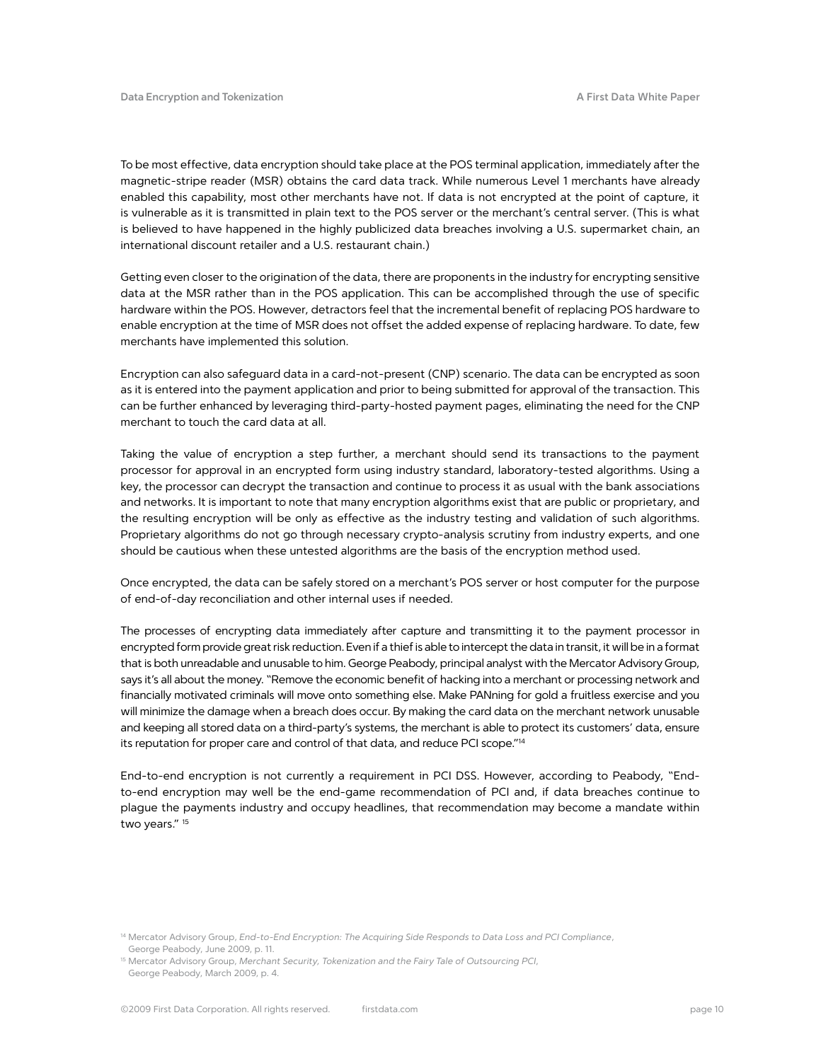To be most effective, data encryption should take place at the POS terminal application, immediately after the magnetic-stripe reader (MSR) obtains the card data track. While numerous Level 1 merchants have already enabled this capability, most other merchants have not. If data is not encrypted at the point of capture, it is vulnerable as it is transmitted in plain text to the POS server or the merchant's central server. (This is what is believed to have happened in the highly publicized data breaches involving a U.S. supermarket chain, an international discount retailer and a U.S. restaurant chain.)

Getting even closer to the origination of the data, there are proponents in the industry for encrypting sensitive data at the MSR rather than in the POS application. This can be accomplished through the use of specific hardware within the POS. However, detractors feel that the incremental benefit of replacing POS hardware to enable encryption at the time of MSR does not offset the added expense of replacing hardware. To date, few merchants have implemented this solution.

Encryption can also safeguard data in a card-not-present (CNP) scenario. The data can be encrypted as soon as it is entered into the payment application and prior to being submitted for approval of the transaction. This can be further enhanced by leveraging third-party-hosted payment pages, eliminating the need for the CNP merchant to touch the card data at all.

Taking the value of encryption a step further, a merchant should send its transactions to the payment processor for approval in an encrypted form using industry standard, laboratory-tested algorithms. Using a key, the processor can decrypt the transaction and continue to process it as usual with the bank associations and networks. It is important to note that many encryption algorithms exist that are public or proprietary, and the resulting encryption will be only as effective as the industry testing and validation of such algorithms. Proprietary algorithms do not go through necessary crypto-analysis scrutiny from industry experts, and one should be cautious when these untested algorithms are the basis of the encryption method used.

Once encrypted, the data can be safely stored on a merchant's POS server or host computer for the purpose of end-of-day reconciliation and other internal uses if needed.

The processes of encrypting data immediately after capture and transmitting it to the payment processor in encrypted form provide great risk reduction. Even if a thief is able to intercept the data in transit, it will be in a format that is both unreadable and unusable to him. George Peabody, principal analyst with the Mercator Advisory Group, says it's all about the money. "Remove the economic benefit of hacking into a merchant or processing network and financially motivated criminals will move onto something else. Make PANning for gold a fruitless exercise and you will minimize the damage when a breach does occur. By making the card data on the merchant network unusable and keeping all stored data on a third-party's systems, the merchant is able to protect its customers' data, ensure its reputation for proper care and control of that data, and reduce PCI scope."[14]

End-to-end encryption is not currently a requirement in PCI DSS. However, according to Peabody, "End-to-end encryption may well be the end-game recommendation of PCI and, if data breaches continue to plague the payments industry and occupy headlines, that recommendation may become a mandate within two years." [15]

[14] Mercator Advisory Group, *End-to-End Encryption: The Acquiring Side Responds to Data Loss and PCI Compliance*, George Peabody, June 2009, p. 11.

[15] Mercator Advisory Group, *Merchant Security, Tokenization and the Fairy Tale of Outsourcing PCI*, George Peabody, March 2009, p. 4.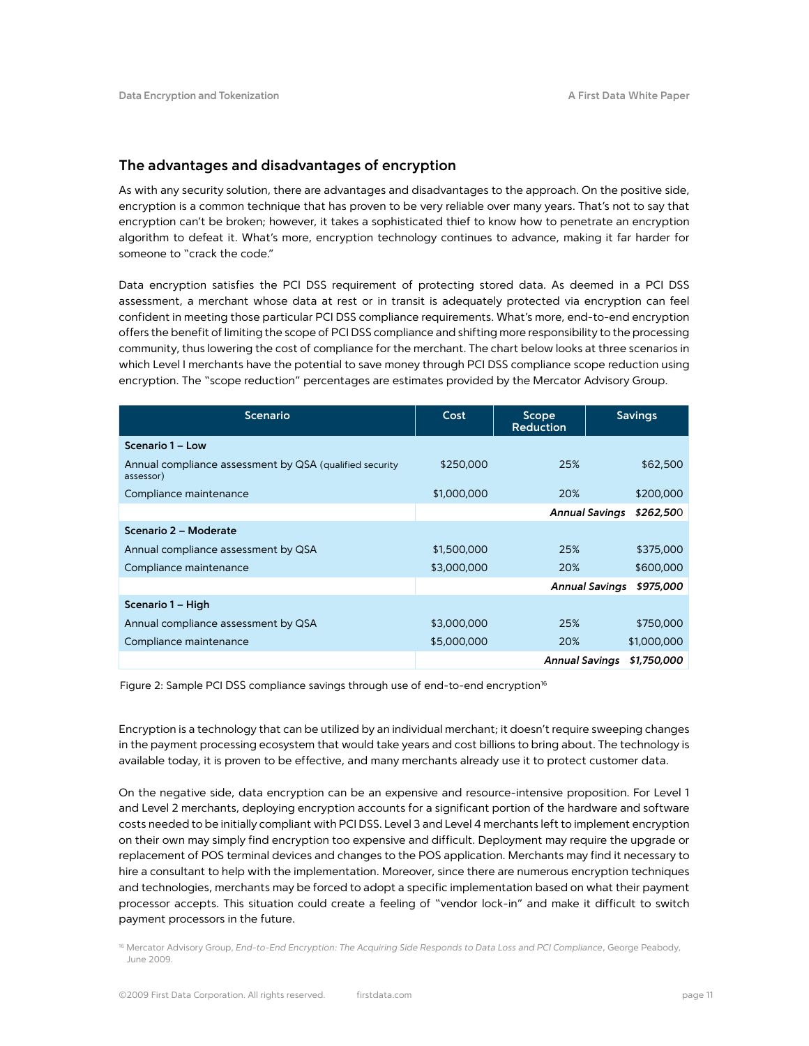## The advantages and disadvantages of encryption

As with any security solution, there are advantages and disadvantages to the approach. On the positive side, encryption is a common technique that has proven to be very reliable over many years. That's not to say that encryption can't be broken; however, it takes a sophisticated thief to know how to penetrate an encryption algorithm to defeat it. What's more, encryption technology continues to advance, making it far harder for someone to "crack the code."

Data encryption satisfies the PCI DSS requirement of protecting stored data. As deemed in a PCI DSS assessment, a merchant whose data at rest or in transit is adequately protected via encryption can feel confident in meeting those particular PCI DSS compliance requirements. What's more, end-to-end encryption offers the benefit of limiting the scope of PCI DSS compliance and shifting more responsibility to the processing community, thus lowering the cost of compliance for the merchant. The chart below looks at three scenarios in which Level I merchants have the potential to save money through PCI DSS compliance scope reduction using encryption. The "scope reduction" percentages are estimates provided by the Mercator Advisory Group.

| Scenario | Cost | Scope Reduction | Savings |
|---|---|---|---|
| **Scenario 1 – Low** | | | |
| Annual compliance assessment by QSA (qualified security assessor) | $250,000 | 25% | $62,500 |
| Compliance maintenance | $1,000,000 | 20% | $200,000 |
| | | ***Annual Savings*** | ***$262,500*** |
| **Scenario 2 – Moderate** | | | |
| Annual compliance assessment by QSA | $1,500,000 | 25% | $375,000 |
| Compliance maintenance | $3,000,000 | 20% | $600,000 |
| | | ***Annual Savings*** | ***$975,000*** |
| **Scenario 1 – High** | | | |
| Annual compliance assessment by QSA | $3,000,000 | 25% | $750,000 |
| Compliance maintenance | $5,000,000 | 20% | $1,000,000 |
| | | ***Annual Savings*** | ***$1,750,000*** |

Figure 2: Sample PCI DSS compliance savings through use of end-to-end encryption[16]

Encryption is a technology that can be utilized by an individual merchant; it doesn't require sweeping changes in the payment processing ecosystem that would take years and cost billions to bring about. The technology is available today, it is proven to be effective, and many merchants already use it to protect customer data.

On the negative side, data encryption can be an expensive and resource-intensive proposition. For Level 1 and Level 2 merchants, deploying encryption accounts for a significant portion of the hardware and software costs needed to be initially compliant with PCI DSS. Level 3 and Level 4 merchants left to implement encryption on their own may simply find encryption too expensive and difficult. Deployment may require the upgrade or replacement of POS terminal devices and changes to the POS application. Merchants may find it necessary to hire a consultant to help with the implementation. Moreover, since there are numerous encryption techniques and technologies, merchants may be forced to adopt a specific implementation based on what their payment processor accepts. This situation could create a feeling of "vendor lock-in" and make it difficult to switch payment processors in the future.

[16] Mercator Advisory Group, *End-to-End Encryption: The Acquiring Side Responds to Data Loss and PCI Compliance*, George Peabody, June 2009.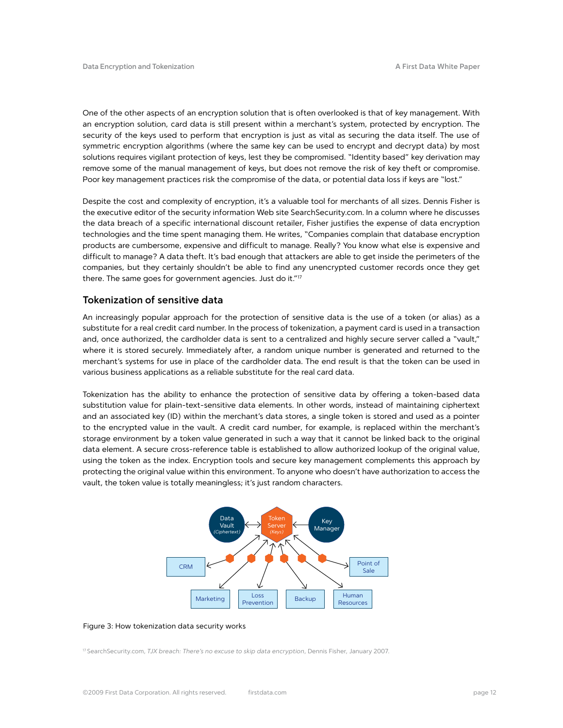One of the other aspects of an encryption solution that is often overlooked is that of key management. With an encryption solution, card data is still present within a merchant's system, protected by encryption. The security of the keys used to perform that encryption is just as vital as securing the data itself. The use of symmetric encryption algorithms (where the same key can be used to encrypt and decrypt data) by most solutions requires vigilant protection of keys, lest they be compromised. "Identity based" key derivation may remove some of the manual management of keys, but does not remove the risk of key theft or compromise. Poor key management practices risk the compromise of the data, or potential data loss if keys are "lost."

Despite the cost and complexity of encryption, it's a valuable tool for merchants of all sizes. Dennis Fisher is the executive editor of the security information Web site SearchSecurity.com. In a column where he discusses the data breach of a specific international discount retailer, Fisher justifies the expense of data encryption technologies and the time spent managing them. He writes, "Companies complain that database encryption products are cumbersome, expensive and difficult to manage. Really? You know what else is expensive and difficult to manage? A data theft. It's bad enough that attackers are able to get inside the perimeters of the companies, but they certainly shouldn't be able to find any unencrypted customer records once they get there. The same goes for government agencies. Just do it."[17]

## Tokenization of sensitive data

An increasingly popular approach for the protection of sensitive data is the use of a token (or alias) as a substitute for a real credit card number. In the process of tokenization, a payment card is used in a transaction and, once authorized, the cardholder data is sent to a centralized and highly secure server called a "vault," where it is stored securely. Immediately after, a random unique number is generated and returned to the merchant's systems for use in place of the cardholder data. The end result is that the token can be used in various business applications as a reliable substitute for the real card data.

Tokenization has the ability to enhance the protection of sensitive data by offering a token-based data substitution value for plain-text-sensitive data elements. In other words, instead of maintaining ciphertext and an associated key (ID) within the merchant's data stores, a single token is stored and used as a pointer to the encrypted value in the vault. A credit card number, for example, is replaced within the merchant's storage environment by a token value generated in such a way that it cannot be linked back to the original data element. A secure cross-reference table is established to allow authorized lookup of the original value, using the token as the index. Encryption tools and secure key management complements this approach by protecting the original value within this environment. To anyone who doesn't have authorization to access the vault, the token value is totally meaningless; it's just random characters.

Figure 3: How tokenization data security works

[17] SearchSecurity.com, *TJX breach: There's no excuse to skip data encryption*, Dennis Fisher, January 2007.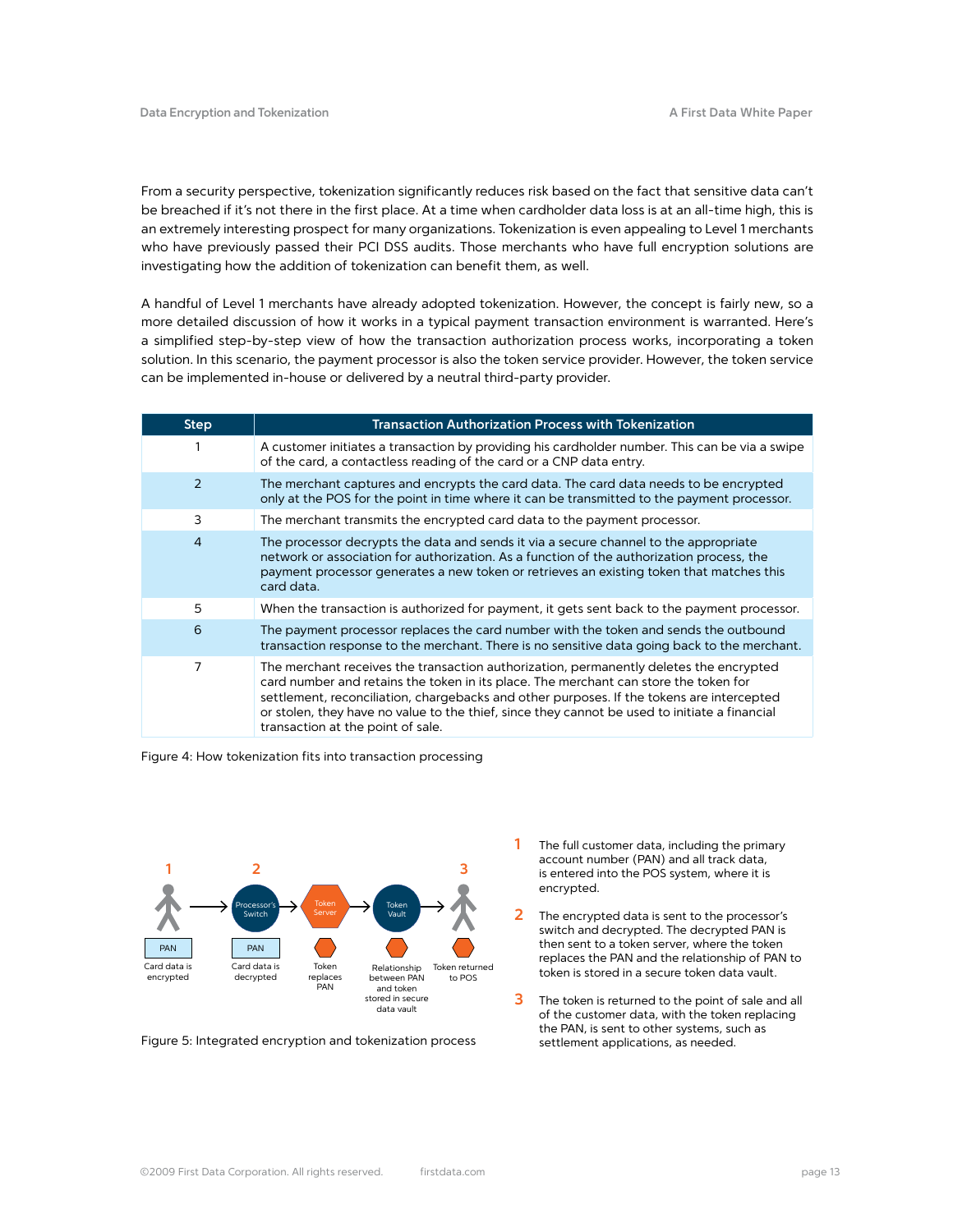From a security perspective, tokenization significantly reduces risk based on the fact that sensitive data can't be breached if it's not there in the first place. At a time when cardholder data loss is at an all-time high, this is an extremely interesting prospect for many organizations. Tokenization is even appealing to Level 1 merchants who have previously passed their PCI DSS audits. Those merchants who have full encryption solutions are investigating how the addition of tokenization can benefit them, as well.

A handful of Level 1 merchants have already adopted tokenization. However, the concept is fairly new, so a more detailed discussion of how it works in a typical payment transaction environment is warranted. Here's a simplified step-by-step view of how the transaction authorization process works, incorporating a token solution. In this scenario, the payment processor is also the token service provider. However, the token service can be implemented in-house or delivered by a neutral third-party provider.

| Step | Transaction Authorization Process with Tokenization |
|---|---|
| 1 | A customer initiates a transaction by providing his cardholder number. This can be via a swipe of the card, a contactless reading of the card or a CNP data entry. |
| 2 | The merchant captures and encrypts the card data. The card data needs to be encrypted only at the POS for the point in time where it can be transmitted to the payment processor. |
| 3 | The merchant transmits the encrypted card data to the payment processor. |
| 4 | The processor decrypts the data and sends it via a secure channel to the appropriate network or association for authorization. As a function of the authorization process, the payment processor generates a new token or retrieves an existing token that matches this card data. |
| 5 | When the transaction is authorized for payment, it gets sent back to the payment processor. |
| 6 | The payment processor replaces the card number with the token and sends the outbound transaction response to the merchant. There is no sensitive data going back to the merchant. |
| 7 | The merchant receives the transaction authorization, permanently deletes the encrypted card number and retains the token in its place. The merchant can store the token for settlement, reconciliation, chargebacks and other purposes. If the tokens are intercepted or stolen, they have no value to the thief, since they cannot be used to initiate a financial transaction at the point of sale. |

Figure 4: How tokenization fits into transaction processing

1 PAN — Card data is encrypted
2 Processor's Switch — PAN — Card data is decrypted
Token Server — Token replaces PAN
Token Vault — Relationship between PAN and token stored in secure data vault
3 Token returned to POS

Figure 5: Integrated encryption and tokenization process

1. The full customer data, including the primary account number (PAN) and all track data, is entered into the POS system, where it is encrypted.
2. The encrypted data is sent to the processor's switch and decrypted. The decrypted PAN is then sent to a token server, where the token replaces the PAN and the relationship of PAN to token is stored in a secure token data vault.
3. The token is returned to the point of sale and all of the customer data, with the token replacing the PAN, is sent to other systems, such as settlement applications, as needed.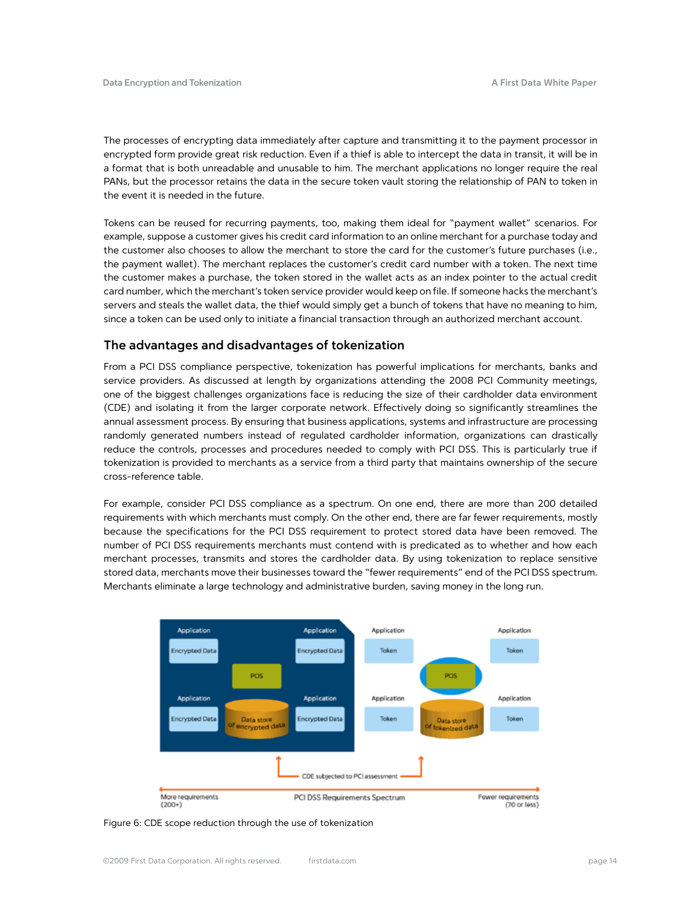The processes of encrypting data immediately after capture and transmitting it to the payment processor in encrypted form provide great risk reduction. Even if a thief is able to intercept the data in transit, it will be in a format that is both unreadable and unusable to him. The merchant applications no longer require the real PANs, but the processor retains the data in the secure token vault storing the relationship of PAN to token in the event it is needed in the future.

Tokens can be reused for recurring payments, too, making them ideal for "payment wallet" scenarios. For example, suppose a customer gives his credit card information to an online merchant for a purchase today and the customer also chooses to allow the merchant to store the card for the customer's future purchases (i.e., the payment wallet). The merchant replaces the customer's credit card number with a token. The next time the customer makes a purchase, the token stored in the wallet acts as an index pointer to the actual credit card number, which the merchant's token service provider would keep on file. If someone hacks the merchant's servers and steals the wallet data, the thief would simply get a bunch of tokens that have no meaning to him, since a token can be used only to initiate a financial transaction through an authorized merchant account.

## The advantages and disadvantages of tokenization

From a PCI DSS compliance perspective, tokenization has powerful implications for merchants, banks and service providers. As discussed at length by organizations attending the 2008 PCI Community meetings, one of the biggest challenges organizations face is reducing the size of their cardholder data environment (CDE) and isolating it from the larger corporate network. Effectively doing so significantly streamlines the annual assessment process. By ensuring that business applications, systems and infrastructure are processing randomly generated numbers instead of regulated cardholder information, organizations can drastically reduce the controls, processes and procedures needed to comply with PCI DSS. This is particularly true if tokenization is provided to merchants as a service from a third party that maintains ownership of the secure cross-reference table.

For example, consider PCI DSS compliance as a spectrum. On one end, there are more than 200 detailed requirements with which merchants must comply. On the other end, there are far fewer requirements, mostly because the specifications for the PCI DSS requirement to protect stored data have been removed. The number of PCI DSS requirements merchants must contend with is predicated as to whether and how each merchant processes, transmits and stores the cardholder data. By using tokenization to replace sensitive stored data, merchants move their businesses toward the "fewer requirements" end of the PCI DSS spectrum. Merchants eliminate a large technology and administrative burden, saving money in the long run.

Figure 6: CDE scope reduction through the use of tokenization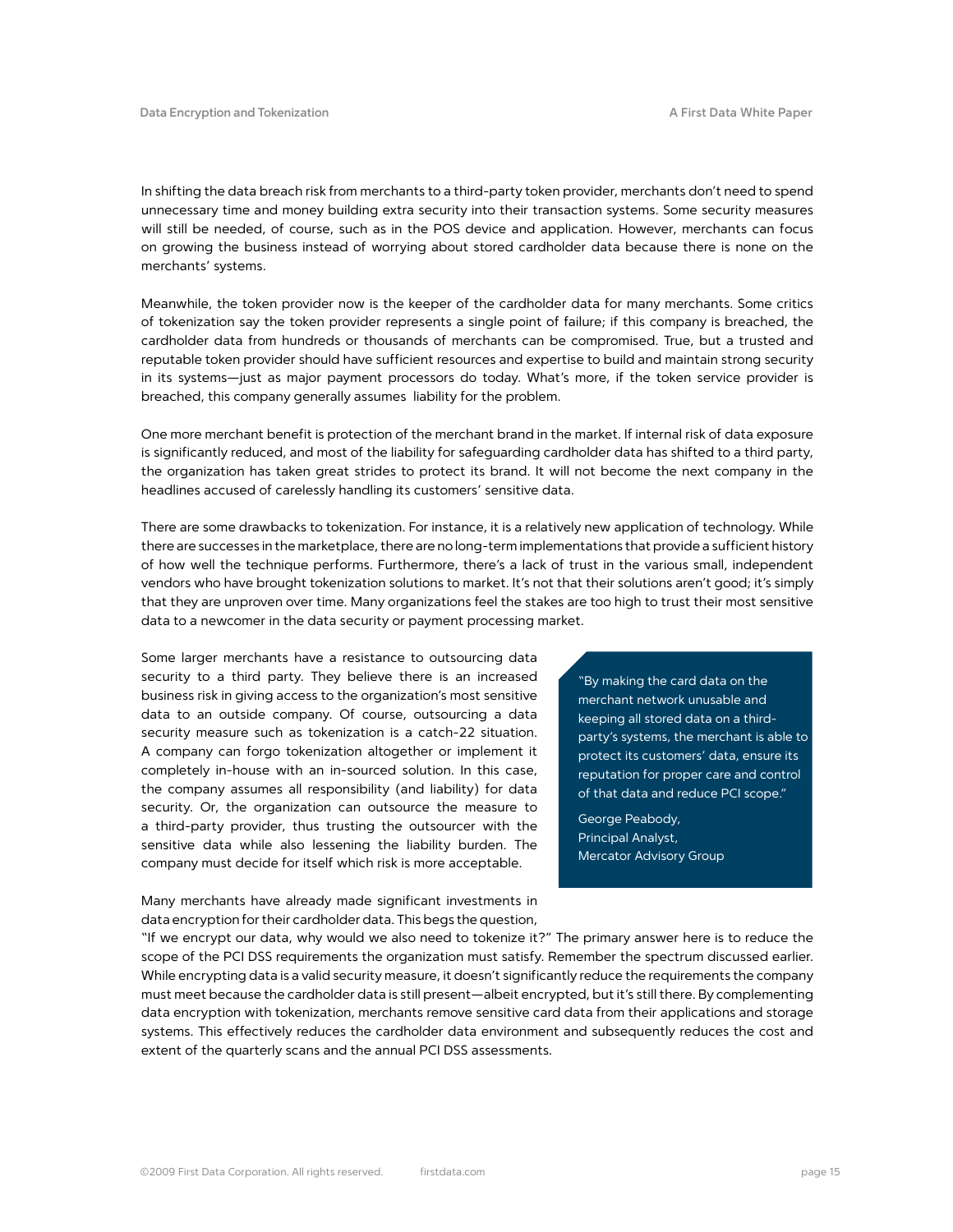In shifting the data breach risk from merchants to a third-party token provider, merchants don't need to spend unnecessary time and money building extra security into their transaction systems. Some security measures will still be needed, of course, such as in the POS device and application. However, merchants can focus on growing the business instead of worrying about stored cardholder data because there is none on the merchants' systems.

Meanwhile, the token provider now is the keeper of the cardholder data for many merchants. Some critics of tokenization say the token provider represents a single point of failure; if this company is breached, the cardholder data from hundreds or thousands of merchants can be compromised. True, but a trusted and reputable token provider should have sufficient resources and expertise to build and maintain strong security in its systems—just as major payment processors do today. What's more, if the token service provider is breached, this company generally assumes liability for the problem.

One more merchant benefit is protection of the merchant brand in the market. If internal risk of data exposure is significantly reduced, and most of the liability for safeguarding cardholder data has shifted to a third party, the organization has taken great strides to protect its brand. It will not become the next company in the headlines accused of carelessly handling its customers' sensitive data.

There are some drawbacks to tokenization. For instance, it is a relatively new application of technology. While there are successes in the marketplace, there are no long-term implementations that provide a sufficient history of how well the technique performs. Furthermore, there's a lack of trust in the various small, independent vendors who have brought tokenization solutions to market. It's not that their solutions aren't good; it's simply that they are unproven over time. Many organizations feel the stakes are too high to trust their most sensitive data to a newcomer in the data security or payment processing market.

Some larger merchants have a resistance to outsourcing data security to a third party. They believe there is an increased business risk in giving access to the organization's most sensitive data to an outside company. Of course, outsourcing a data security measure such as tokenization is a catch-22 situation. A company can forgo tokenization altogether or implement it completely in-house with an in-sourced solution. In this case, the company assumes all responsibility (and liability) for data security. Or, the organization can outsource the measure to a third-party provider, thus trusting the outsourcer with the sensitive data while also lessening the liability burden. The company must decide for itself which risk is more acceptable.

> "By making the card data on the merchant network unusable and keeping all stored data on a third-party's systems, the merchant is able to protect its customers' data, ensure its reputation for proper care and control of that data and reduce PCI scope."
>
> George Peabody,
> Principal Analyst,
> Mercator Advisory Group

Many merchants have already made significant investments in data encryption for their cardholder data. This begs the question, "If we encrypt our data, why would we also need to tokenize it?" The primary answer here is to reduce the scope of the PCI DSS requirements the organization must satisfy. Remember the spectrum discussed earlier. While encrypting data is a valid security measure, it doesn't significantly reduce the requirements the company must meet because the cardholder data is still present—albeit encrypted, but it's still there. By complementing data encryption with tokenization, merchants remove sensitive card data from their applications and storage systems. This effectively reduces the cardholder data environment and subsequently reduces the cost and extent of the quarterly scans and the annual PCI DSS assessments.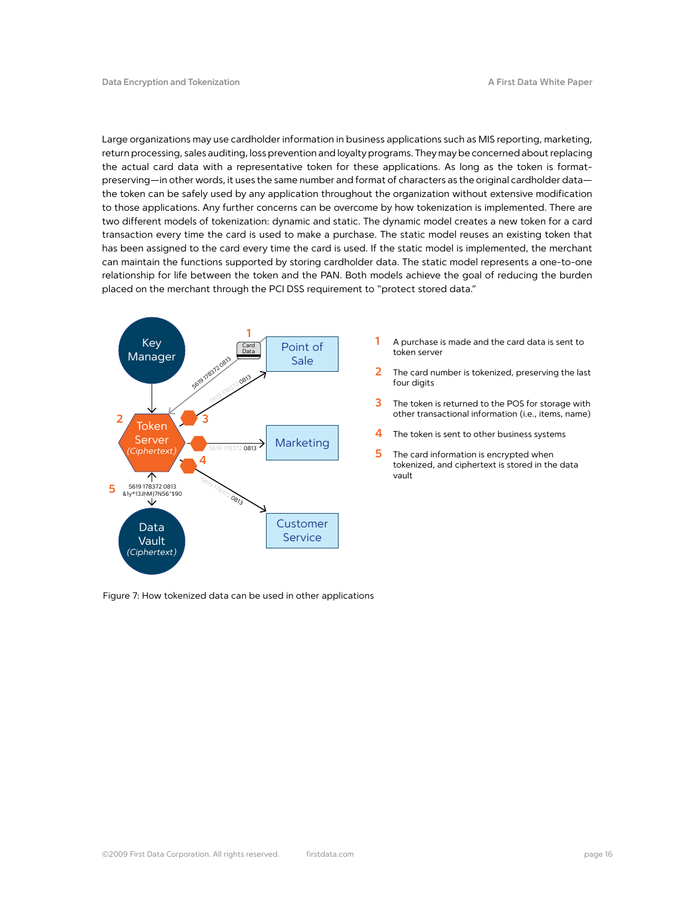Large organizations may use cardholder information in business applications such as MIS reporting, marketing, return processing, sales auditing, loss prevention and loyalty programs. They may be concerned about replacing the actual card data with a representative token for these applications. As long as the token is format-preserving—in other words, it uses the same number and format of characters as the original cardholder data—the token can be safely used by any application throughout the organization without extensive modification to those applications. Any further concerns can be overcome by how tokenization is implemented. There are two different models of tokenization: dynamic and static. The dynamic model creates a new token for a card transaction every time the card is used to make a purchase. The static model reuses an existing token that has been assigned to the card every time the card is used. If the static model is implemented, the merchant can maintain the functions supported by storing cardholder data. The static model represents a one-to-one relationship for life between the token and the PAN. Both models achieve the goal of reducing the burden placed on the merchant through the PCI DSS requirement to "protect stored data."

1. A purchase is made and the card data is sent to token server
2. The card number is tokenized, preserving the last four digits
3. The token is returned to the POS for storage with other transactional information (i.e., items, name)
4. The token is sent to other business systems
5. The card information is encrypted when tokenized, and ciphertext is stored in the data vault

Figure 7: How tokenized data can be used in other applications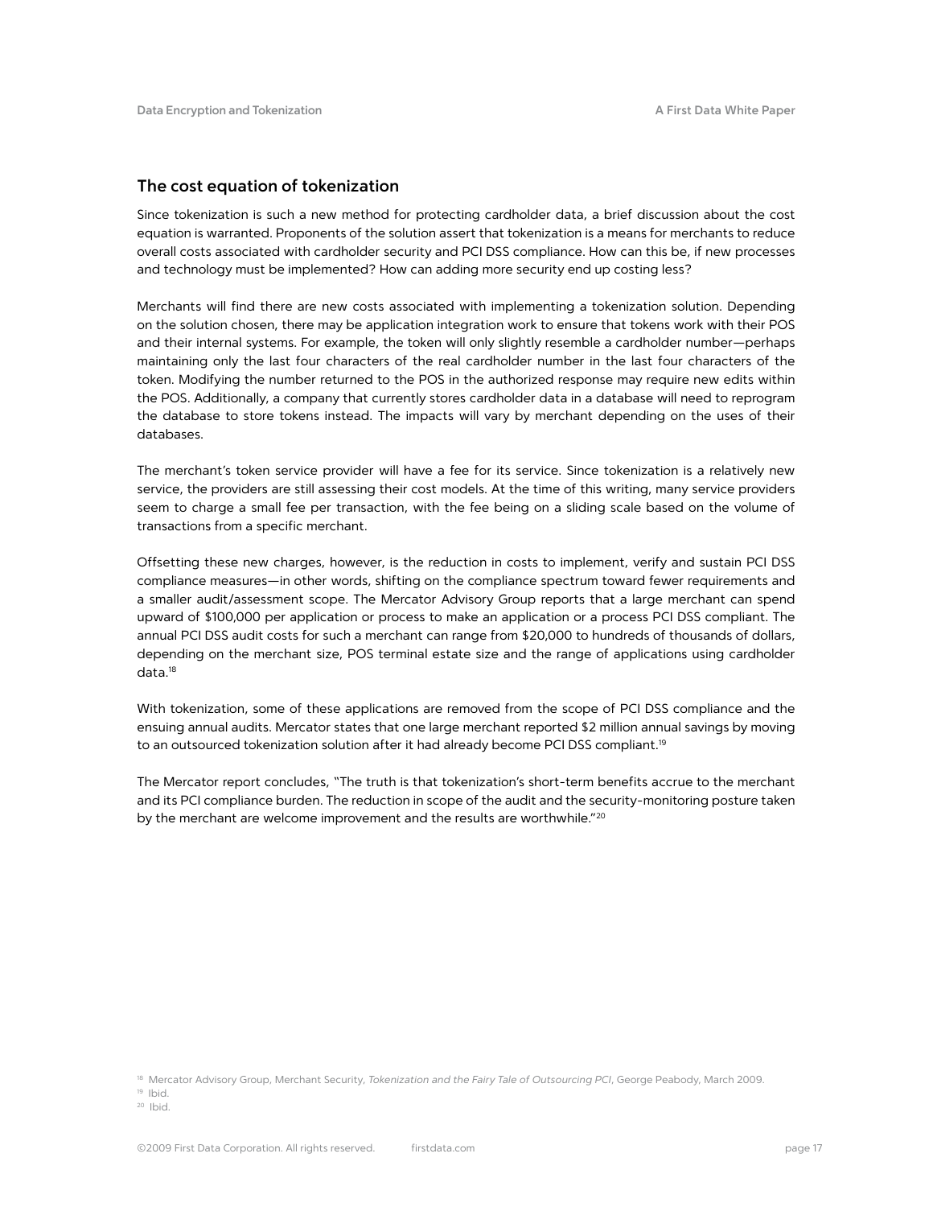## The cost equation of tokenization

Since tokenization is such a new method for protecting cardholder data, a brief discussion about the cost equation is warranted. Proponents of the solution assert that tokenization is a means for merchants to reduce overall costs associated with cardholder security and PCI DSS compliance. How can this be, if new processes and technology must be implemented? How can adding more security end up costing less?

Merchants will find there are new costs associated with implementing a tokenization solution. Depending on the solution chosen, there may be application integration work to ensure that tokens work with their POS and their internal systems. For example, the token will only slightly resemble a cardholder number—perhaps maintaining only the last four characters of the real cardholder number in the last four characters of the token. Modifying the number returned to the POS in the authorized response may require new edits within the POS. Additionally, a company that currently stores cardholder data in a database will need to reprogram the database to store tokens instead. The impacts will vary by merchant depending on the uses of their databases.

The merchant's token service provider will have a fee for its service. Since tokenization is a relatively new service, the providers are still assessing their cost models. At the time of this writing, many service providers seem to charge a small fee per transaction, with the fee being on a sliding scale based on the volume of transactions from a specific merchant.

Offsetting these new charges, however, is the reduction in costs to implement, verify and sustain PCI DSS compliance measures—in other words, shifting on the compliance spectrum toward fewer requirements and a smaller audit/assessment scope. The Mercator Advisory Group reports that a large merchant can spend upward of $100,000 per application or process to make an application or a process PCI DSS compliant. The annual PCI DSS audit costs for such a merchant can range from $20,000 to hundreds of thousands of dollars, depending on the merchant size, POS terminal estate size and the range of applications using cardholder data.[18]

With tokenization, some of these applications are removed from the scope of PCI DSS compliance and the ensuing annual audits. Mercator states that one large merchant reported $2 million annual savings by moving to an outsourced tokenization solution after it had already become PCI DSS compliant.[19]

The Mercator report concludes, "The truth is that tokenization's short-term benefits accrue to the merchant and its PCI compliance burden. The reduction in scope of the audit and the security-monitoring posture taken by the merchant are welcome improvement and the results are worthwhile."[20]

[18] Mercator Advisory Group, Merchant Security, *Tokenization and the Fairy Tale of Outsourcing PCI*, George Peabody, March 2009.

[19] Ibid.

[20] Ibid.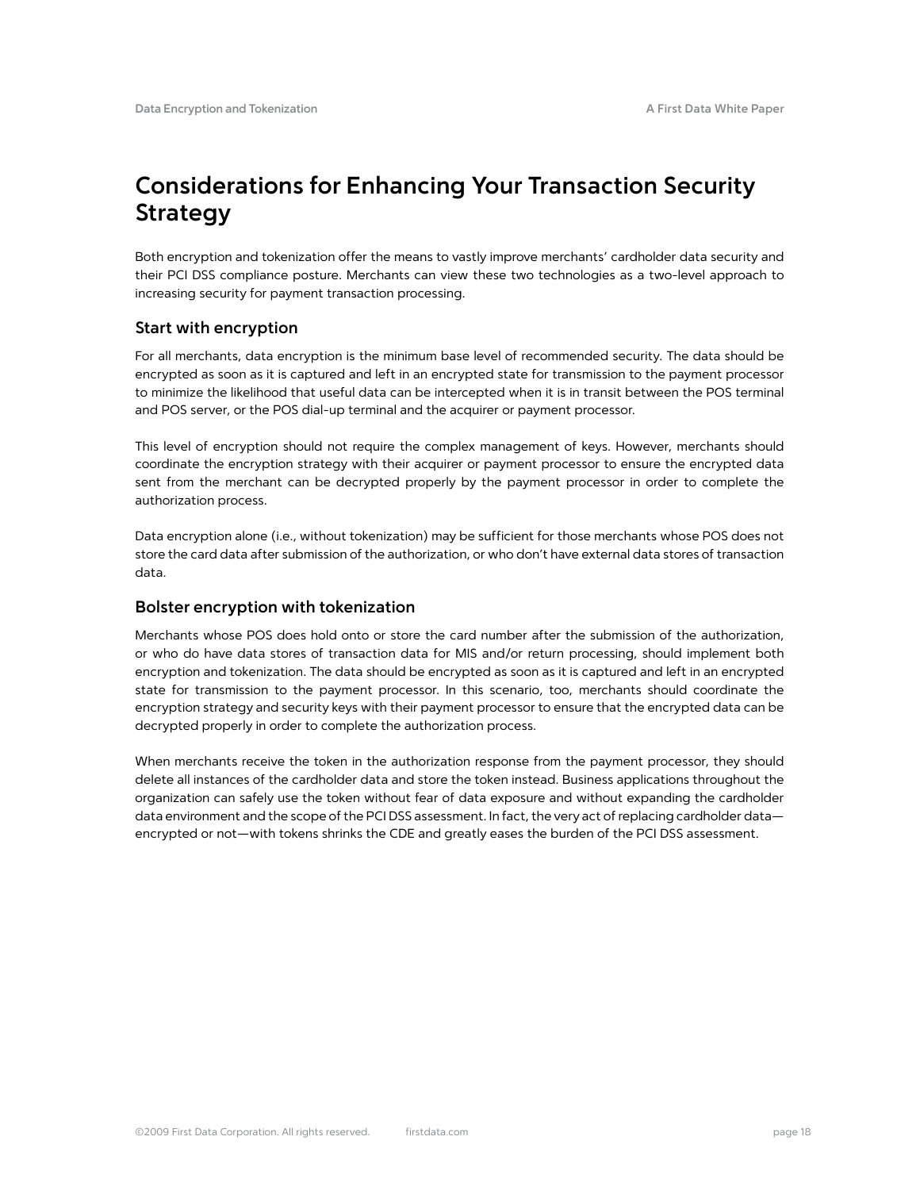# Considerations for Enhancing Your Transaction Security Strategy

Both encryption and tokenization offer the means to vastly improve merchants' cardholder data security and their PCI DSS compliance posture. Merchants can view these two technologies as a two-level approach to increasing security for payment transaction processing.

## Start with encryption

For all merchants, data encryption is the minimum base level of recommended security. The data should be encrypted as soon as it is captured and left in an encrypted state for transmission to the payment processor to minimize the likelihood that useful data can be intercepted when it is in transit between the POS terminal and POS server, or the POS dial-up terminal and the acquirer or payment processor.

This level of encryption should not require the complex management of keys. However, merchants should coordinate the encryption strategy with their acquirer or payment processor to ensure the encrypted data sent from the merchant can be decrypted properly by the payment processor in order to complete the authorization process.

Data encryption alone (i.e., without tokenization) may be sufficient for those merchants whose POS does not store the card data after submission of the authorization, or who don't have external data stores of transaction data.

## Bolster encryption with tokenization

Merchants whose POS does hold onto or store the card number after the submission of the authorization, or who do have data stores of transaction data for MIS and/or return processing, should implement both encryption and tokenization. The data should be encrypted as soon as it is captured and left in an encrypted state for transmission to the payment processor. In this scenario, too, merchants should coordinate the encryption strategy and security keys with their payment processor to ensure that the encrypted data can be decrypted properly in order to complete the authorization process.

When merchants receive the token in the authorization response from the payment processor, they should delete all instances of the cardholder data and store the token instead. Business applications throughout the organization can safely use the token without fear of data exposure and without expanding the cardholder data environment and the scope of the PCI DSS assessment. In fact, the very act of replacing cardholder data—encrypted or not—with tokens shrinks the CDE and greatly eases the burden of the PCI DSS assessment.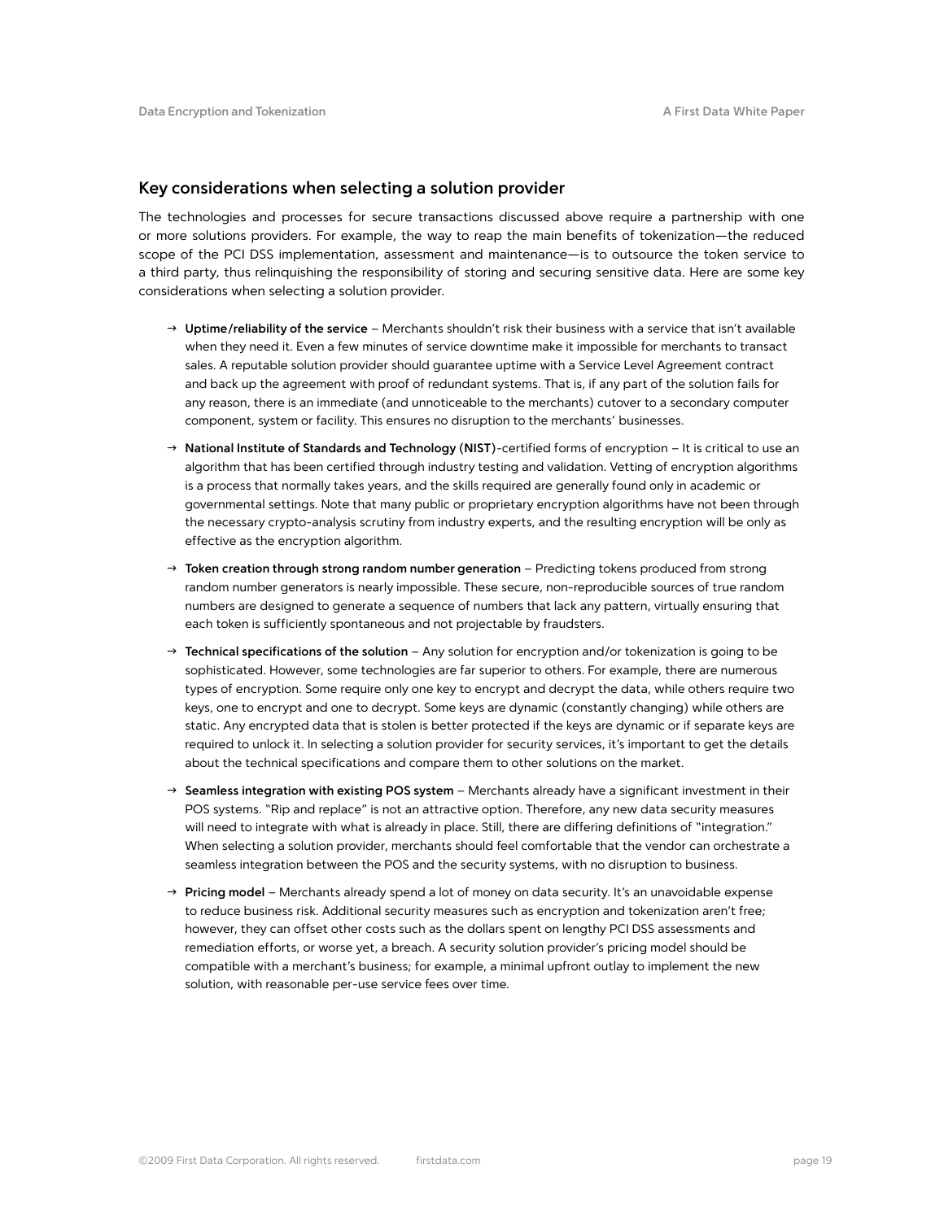## Key considerations when selecting a solution provider

The technologies and processes for secure transactions discussed above require a partnership with one or more solutions providers. For example, the way to reap the main benefits of tokenization—the reduced scope of the PCI DSS implementation, assessment and maintenance—is to outsource the token service to a third party, thus relinquishing the responsibility of storing and securing sensitive data. Here are some key considerations when selecting a solution provider.

- **Uptime/reliability of the service** – Merchants shouldn't risk their business with a service that isn't available when they need it. Even a few minutes of service downtime make it impossible for merchants to transact sales. A reputable solution provider should guarantee uptime with a Service Level Agreement contract and back up the agreement with proof of redundant systems. That is, if any part of the solution fails for any reason, there is an immediate (and unnoticeable to the merchants) cutover to a secondary computer component, system or facility. This ensures no disruption to the merchants' businesses.

- **National Institute of Standards and Technology (NIST)**-certified forms of encryption – It is critical to use an algorithm that has been certified through industry testing and validation. Vetting of encryption algorithms is a process that normally takes years, and the skills required are generally found only in academic or governmental settings. Note that many public or proprietary encryption algorithms have not been through the necessary crypto-analysis scrutiny from industry experts, and the resulting encryption will be only as effective as the encryption algorithm.

- **Token creation through strong random number generation** – Predicting tokens produced from strong random number generators is nearly impossible. These secure, non-reproducible sources of true random numbers are designed to generate a sequence of numbers that lack any pattern, virtually ensuring that each token is sufficiently spontaneous and not projectable by fraudsters.

- **Technical specifications of the solution** – Any solution for encryption and/or tokenization is going to be sophisticated. However, some technologies are far superior to others. For example, there are numerous types of encryption. Some require only one key to encrypt and decrypt the data, while others require two keys, one to encrypt and one to decrypt. Some keys are dynamic (constantly changing) while others are static. Any encrypted data that is stolen is better protected if the keys are dynamic or if separate keys are required to unlock it. In selecting a solution provider for security services, it's important to get the details about the technical specifications and compare them to other solutions on the market.

- **Seamless integration with existing POS system** – Merchants already have a significant investment in their POS systems. "Rip and replace" is not an attractive option. Therefore, any new data security measures will need to integrate with what is already in place. Still, there are differing definitions of "integration." When selecting a solution provider, merchants should feel comfortable that the vendor can orchestrate a seamless integration between the POS and the security systems, with no disruption to business.

- **Pricing model** – Merchants already spend a lot of money on data security. It's an unavoidable expense to reduce business risk. Additional security measures such as encryption and tokenization aren't free; however, they can offset other costs such as the dollars spent on lengthy PCI DSS assessments and remediation efforts, or worse yet, a breach. A security solution provider's pricing model should be compatible with a merchant's business; for example, a minimal upfront outlay to implement the new solution, with reasonable per-use service fees over time.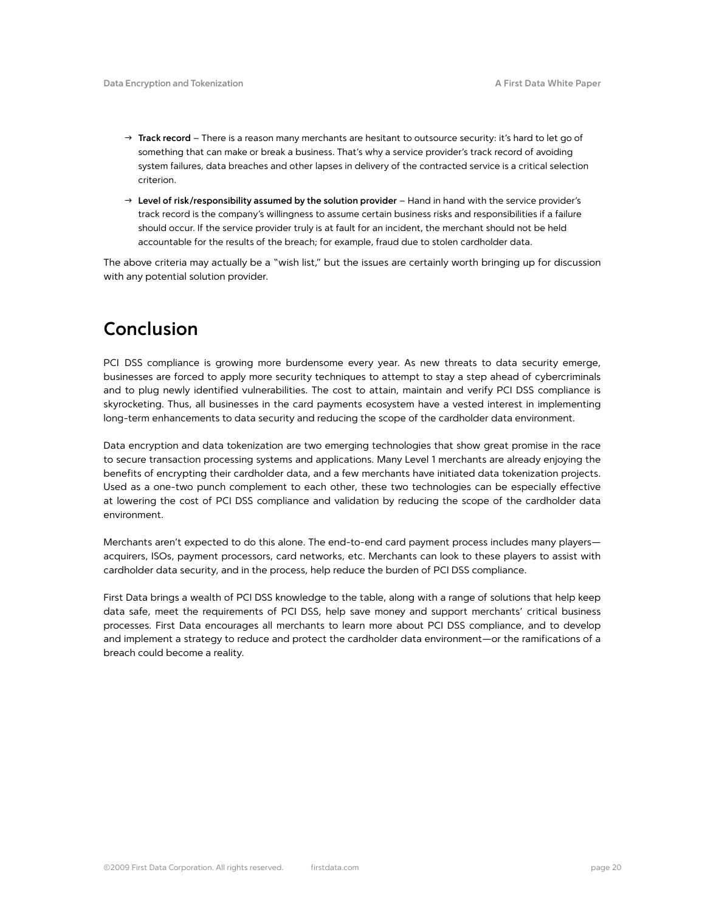- **Track record** – There is a reason many merchants are hesitant to outsource security: it's hard to let go of something that can make or break a business. That's why a service provider's track record of avoiding system failures, data breaches and other lapses in delivery of the contracted service is a critical selection criterion.
- **Level of risk/responsibility assumed by the solution provider** – Hand in hand with the service provider's track record is the company's willingness to assume certain business risks and responsibilities if a failure should occur. If the service provider truly is at fault for an incident, the merchant should not be held accountable for the results of the breach; for example, fraud due to stolen cardholder data.

The above criteria may actually be a "wish list," but the issues are certainly worth bringing up for discussion with any potential solution provider.

## Conclusion

PCI DSS compliance is growing more burdensome every year. As new threats to data security emerge, businesses are forced to apply more security techniques to attempt to stay a step ahead of cybercriminals and to plug newly identified vulnerabilities. The cost to attain, maintain and verify PCI DSS compliance is skyrocketing. Thus, all businesses in the card payments ecosystem have a vested interest in implementing long-term enhancements to data security and reducing the scope of the cardholder data environment.

Data encryption and data tokenization are two emerging technologies that show great promise in the race to secure transaction processing systems and applications. Many Level 1 merchants are already enjoying the benefits of encrypting their cardholder data, and a few merchants have initiated data tokenization projects. Used as a one-two punch complement to each other, these two technologies can be especially effective at lowering the cost of PCI DSS compliance and validation by reducing the scope of the cardholder data environment.

Merchants aren't expected to do this alone. The end-to-end card payment process includes many players—acquirers, ISOs, payment processors, card networks, etc. Merchants can look to these players to assist with cardholder data security, and in the process, help reduce the burden of PCI DSS compliance.

First Data brings a wealth of PCI DSS knowledge to the table, along with a range of solutions that help keep data safe, meet the requirements of PCI DSS, help save money and support merchants' critical business processes. First Data encourages all merchants to learn more about PCI DSS compliance, and to develop and implement a strategy to reduce and protect the cardholder data environment—or the ramifications of a breach could become a reality.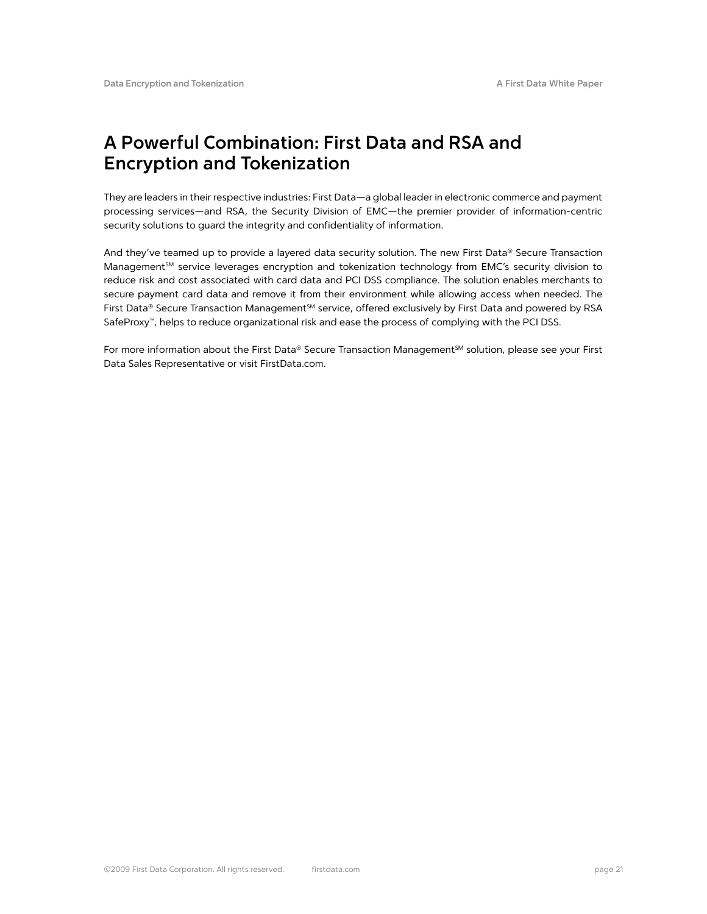## A Powerful Combination: First Data and RSA and Encryption and Tokenization

They are leaders in their respective industries: First Data—a global leader in electronic commerce and payment processing services—and RSA, the Security Division of EMC—the premier provider of information-centric security solutions to guard the integrity and confidentiality of information.

And they've teamed up to provide a layered data security solution. The new First Data® Secure Transaction Management℠ service leverages encryption and tokenization technology from EMC's security division to reduce risk and cost associated with card data and PCI DSS compliance. The solution enables merchants to secure payment card data and remove it from their environment while allowing access when needed. The First Data® Secure Transaction Management℠ service, offered exclusively by First Data and powered by RSA SafeProxy™, helps to reduce organizational risk and ease the process of complying with the PCI DSS.

For more information about the First Data® Secure Transaction Management℠ solution, please see your First Data Sales Representative or visit FirstData.com.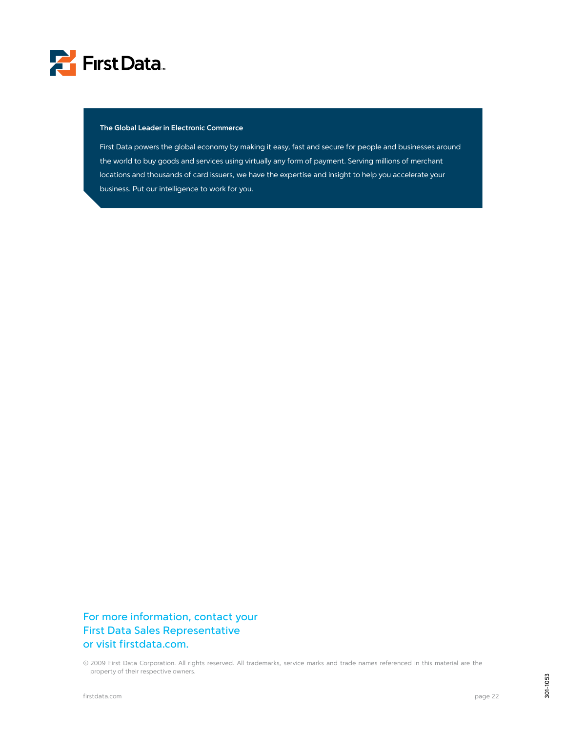First Data

**The Global Leader in Electronic Commerce**

First Data powers the global economy by making it easy, fast and secure for people and businesses around the world to buy goods and services using virtually any form of payment. Serving millions of merchant locations and thousands of card issuers, we have the expertise and insight to help you accelerate your business. Put our intelligence to work for you.

For more information, contact your First Data Sales Representative or visit firstdata.com.

© 2009 First Data Corporation. All rights reserved. All trademarks, service marks and trade names referenced in this material are the property of their respective owners.

301-1053